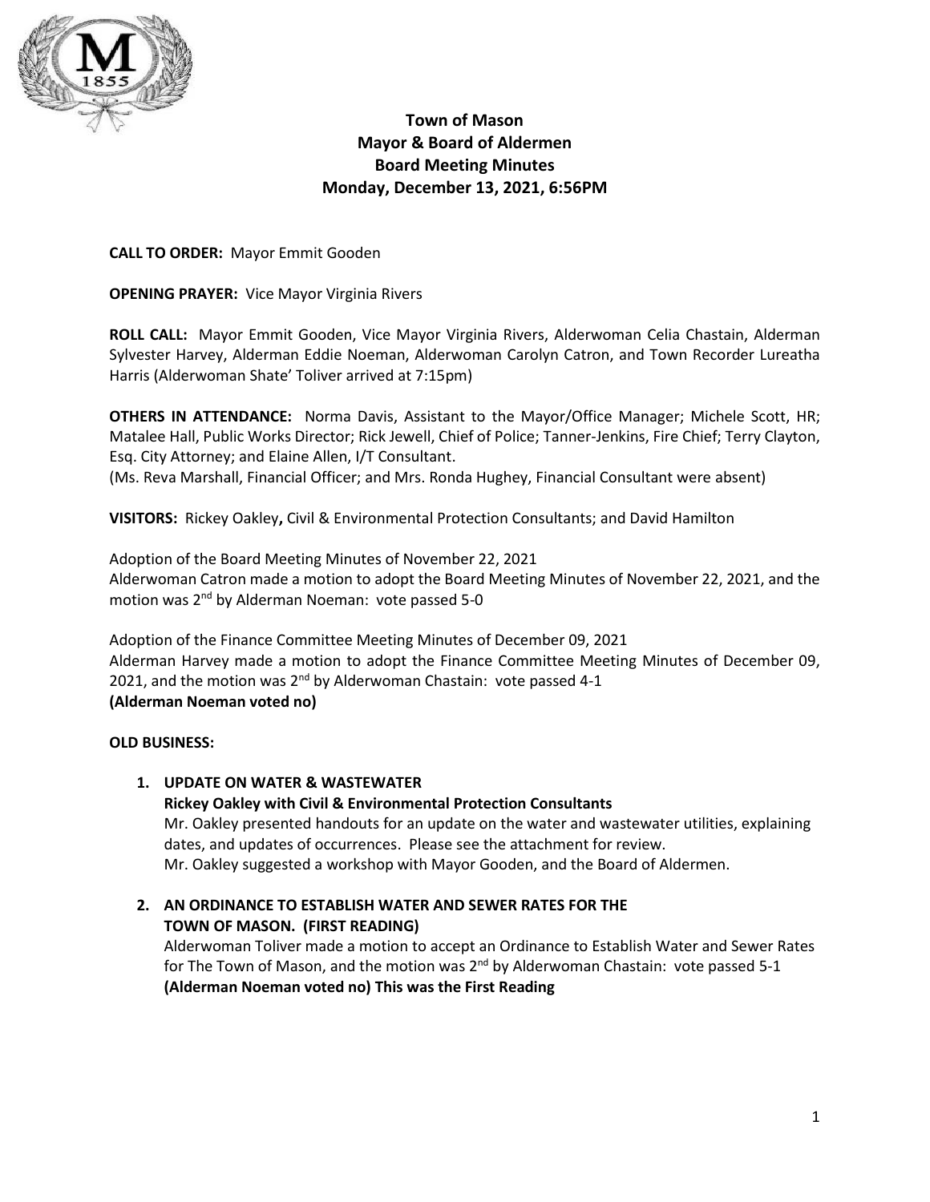# Town of Mason
## Mayor & Board of Aldermen
## Board Meeting Minutes
## Monday, December 13, 2021, 6:56PM

**CALL TO ORDER:** Mayor Emmit Gooden

**OPENING PRAYER:** Vice Mayor Virginia Rivers

**ROLL CALL:** Mayor Emmit Gooden, Vice Mayor Virginia Rivers, Alderwoman Celia Chastain, Alderman Sylvester Harvey, Alderman Eddie Noeman, Alderwoman Carolyn Catron, and Town Recorder Lureatha Harris (Alderwoman Shate' Toliver arrived at 7:15pm)

**OTHERS IN ATTENDANCE:** Norma Davis, Assistant to the Mayor/Office Manager; Michele Scott, HR; Matalee Hall, Public Works Director; Rick Jewell, Chief of Police; Tanner-Jenkins, Fire Chief; Terry Clayton, Esq. City Attorney; and Elaine Allen, I/T Consultant.
(Ms. Reva Marshall, Financial Officer; and Mrs. Ronda Hughey, Financial Consultant were absent)

**VISITORS:** Rickey Oakley**,** Civil & Environmental Protection Consultants; and David Hamilton

Adoption of the Board Meeting Minutes of November 22, 2021
Alderwoman Catron made a motion to adopt the Board Meeting Minutes of November 22, 2021, and the motion was 2nd by Alderman Noeman: vote passed 5-0

Adoption of the Finance Committee Meeting Minutes of December 09, 2021
Alderman Harvey made a motion to adopt the Finance Committee Meeting Minutes of December 09, 2021, and the motion was 2nd by Alderwoman Chastain: vote passed 4-1
**(Alderman Noeman voted no)**

**OLD BUSINESS:**

1. **UPDATE ON WATER & WASTEWATER**
   **Rickey Oakley with Civil & Environmental Protection Consultants**
   Mr. Oakley presented handouts for an update on the water and wastewater utilities, explaining dates, and updates of occurrences. Please see the attachment for review.
   Mr. Oakley suggested a workshop with Mayor Gooden, and the Board of Aldermen.

2. **AN ORDINANCE TO ESTABLISH WATER AND SEWER RATES FOR THE TOWN OF MASON. (FIRST READING)**
   Alderwoman Toliver made a motion to accept an Ordinance to Establish Water and Sewer Rates for The Town of Mason, and the motion was 2nd by Alderwoman Chastain: vote passed 5-1
   **(Alderman Noeman voted no) This was the First Reading**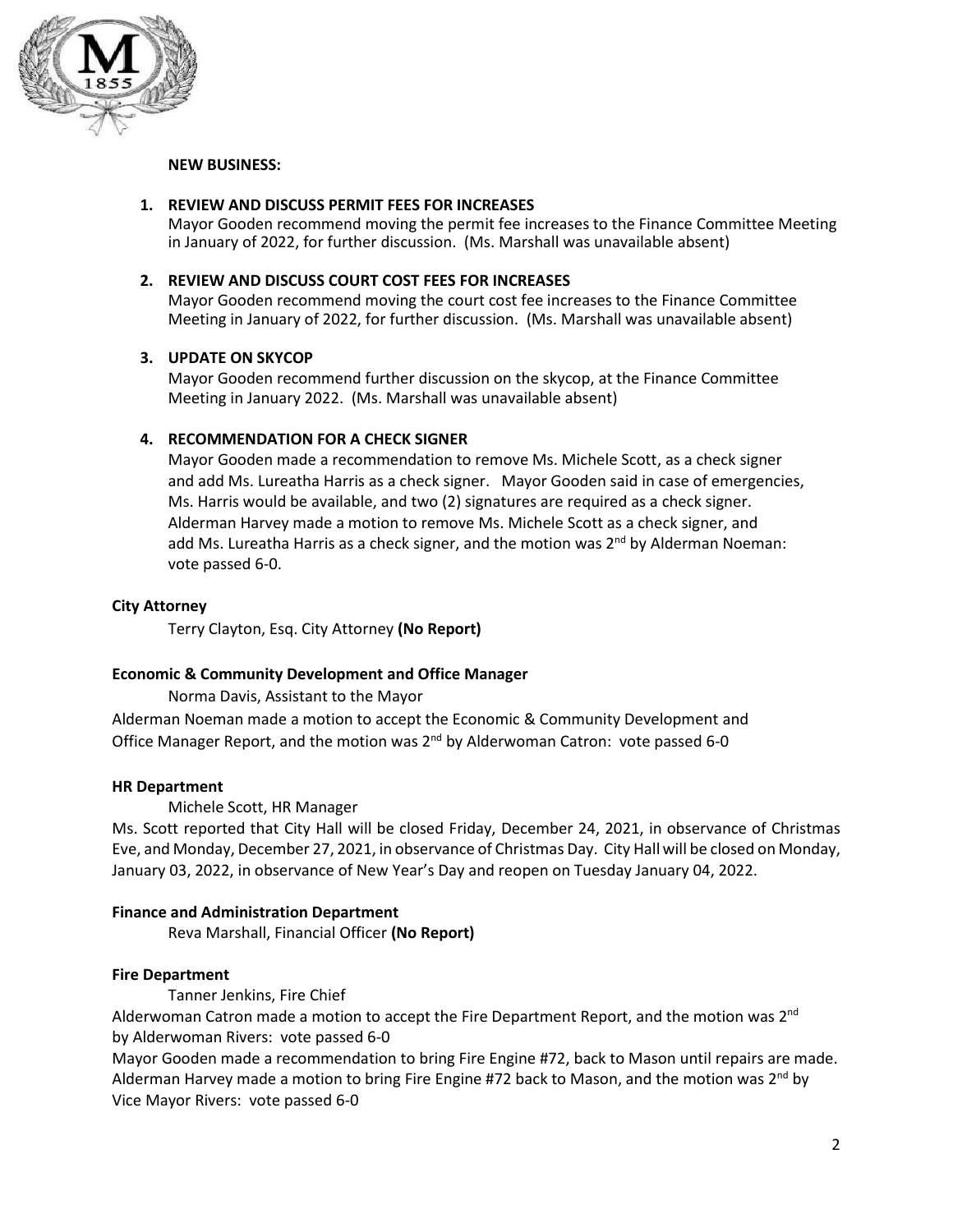**NEW BUSINESS:**

1. **REVIEW AND DISCUSS PERMIT FEES FOR INCREASES**
   Mayor Gooden recommend moving the permit fee increases to the Finance Committee Meeting in January of 2022, for further discussion. (Ms. Marshall was unavailable absent)

2. **REVIEW AND DISCUSS COURT COST FEES FOR INCREASES**
   Mayor Gooden recommend moving the court cost fee increases to the Finance Committee Meeting in January of 2022, for further discussion. (Ms. Marshall was unavailable absent)

3. **UPDATE ON SKYCOP**
   Mayor Gooden recommend further discussion on the skycop, at the Finance Committee Meeting in January 2022. (Ms. Marshall was unavailable absent)

4. **RECOMMENDATION FOR A CHECK SIGNER**
   Mayor Gooden made a recommendation to remove Ms. Michele Scott, as a check signer and add Ms. Lureatha Harris as a check signer. Mayor Gooden said in case of emergencies, Ms. Harris would be available, and two (2) signatures are required as a check signer. Alderman Harvey made a motion to remove Ms. Michele Scott as a check signer, and add Ms. Lureatha Harris as a check signer, and the motion was 2nd by Alderman Noeman: vote passed 6-0.

**City Attorney**

Terry Clayton, Esq. City Attorney **(No Report)**

**Economic & Community Development and Office Manager**

Norma Davis, Assistant to the Mayor

Alderman Noeman made a motion to accept the Economic & Community Development and Office Manager Report, and the motion was 2nd by Alderwoman Catron: vote passed 6-0

**HR Department**

Michele Scott, HR Manager

Ms. Scott reported that City Hall will be closed Friday, December 24, 2021, in observance of Christmas Eve, and Monday, December 27, 2021, in observance of Christmas Day. City Hall will be closed on Monday, January 03, 2022, in observance of New Year's Day and reopen on Tuesday January 04, 2022.

**Finance and Administration Department**

Reva Marshall, Financial Officer **(No Report)**

**Fire Department**

Tanner Jenkins, Fire Chief

Alderwoman Catron made a motion to accept the Fire Department Report, and the motion was 2nd by Alderwoman Rivers: vote passed 6-0

Mayor Gooden made a recommendation to bring Fire Engine #72, back to Mason until repairs are made. Alderman Harvey made a motion to bring Fire Engine #72 back to Mason, and the motion was 2nd by Vice Mayor Rivers: vote passed 6-0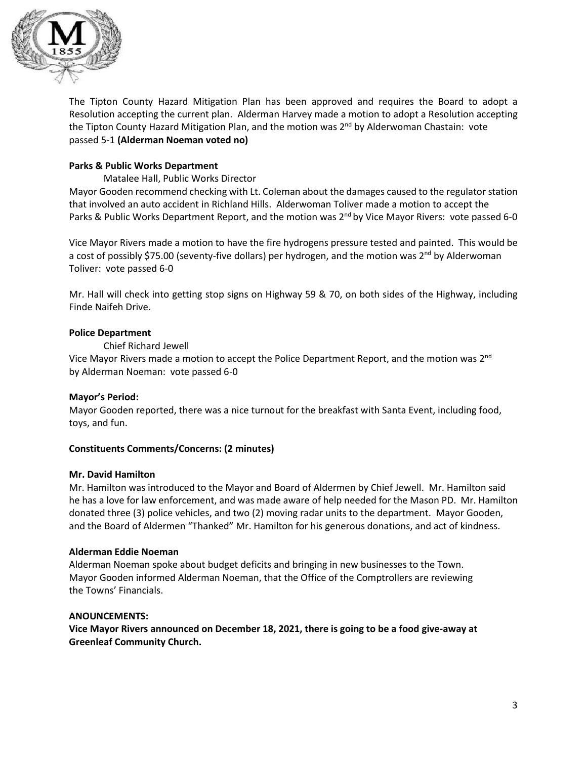The Tipton County Hazard Mitigation Plan has been approved and requires the Board to adopt a Resolution accepting the current plan. Alderman Harvey made a motion to adopt a Resolution accepting the Tipton County Hazard Mitigation Plan, and the motion was 2nd by Alderwoman Chastain: vote passed 5-1 **(Alderman Noeman voted no)**

**Parks & Public Works Department**

Matalee Hall, Public Works Director

Mayor Gooden recommend checking with Lt. Coleman about the damages caused to the regulator station that involved an auto accident in Richland Hills. Alderwoman Toliver made a motion to accept the Parks & Public Works Department Report, and the motion was 2nd by Vice Mayor Rivers: vote passed 6-0

Vice Mayor Rivers made a motion to have the fire hydrogens pressure tested and painted. This would be a cost of possibly $75.00 (seventy-five dollars) per hydrogen, and the motion was 2nd by Alderwoman Toliver: vote passed 6-0

Mr. Hall will check into getting stop signs on Highway 59 & 70, on both sides of the Highway, including Finde Naifeh Drive.

**Police Department**

Chief Richard Jewell

Vice Mayor Rivers made a motion to accept the Police Department Report, and the motion was 2nd by Alderman Noeman: vote passed 6-0

**Mayor's Period:**

Mayor Gooden reported, there was a nice turnout for the breakfast with Santa Event, including food, toys, and fun.

**Constituents Comments/Concerns: (2 minutes)**

**Mr. David Hamilton**

Mr. Hamilton was introduced to the Mayor and Board of Aldermen by Chief Jewell. Mr. Hamilton said he has a love for law enforcement, and was made aware of help needed for the Mason PD. Mr. Hamilton donated three (3) police vehicles, and two (2) moving radar units to the department. Mayor Gooden, and the Board of Aldermen "Thanked" Mr. Hamilton for his generous donations, and act of kindness.

**Alderman Eddie Noeman**

Alderman Noeman spoke about budget deficits and bringing in new businesses to the Town. Mayor Gooden informed Alderman Noeman, that the Office of the Comptrollers are reviewing the Towns' Financials.

**ANOUNCEMENTS:**

**Vice Mayor Rivers announced on December 18, 2021, there is going to be a food give-away at Greenleaf Community Church.**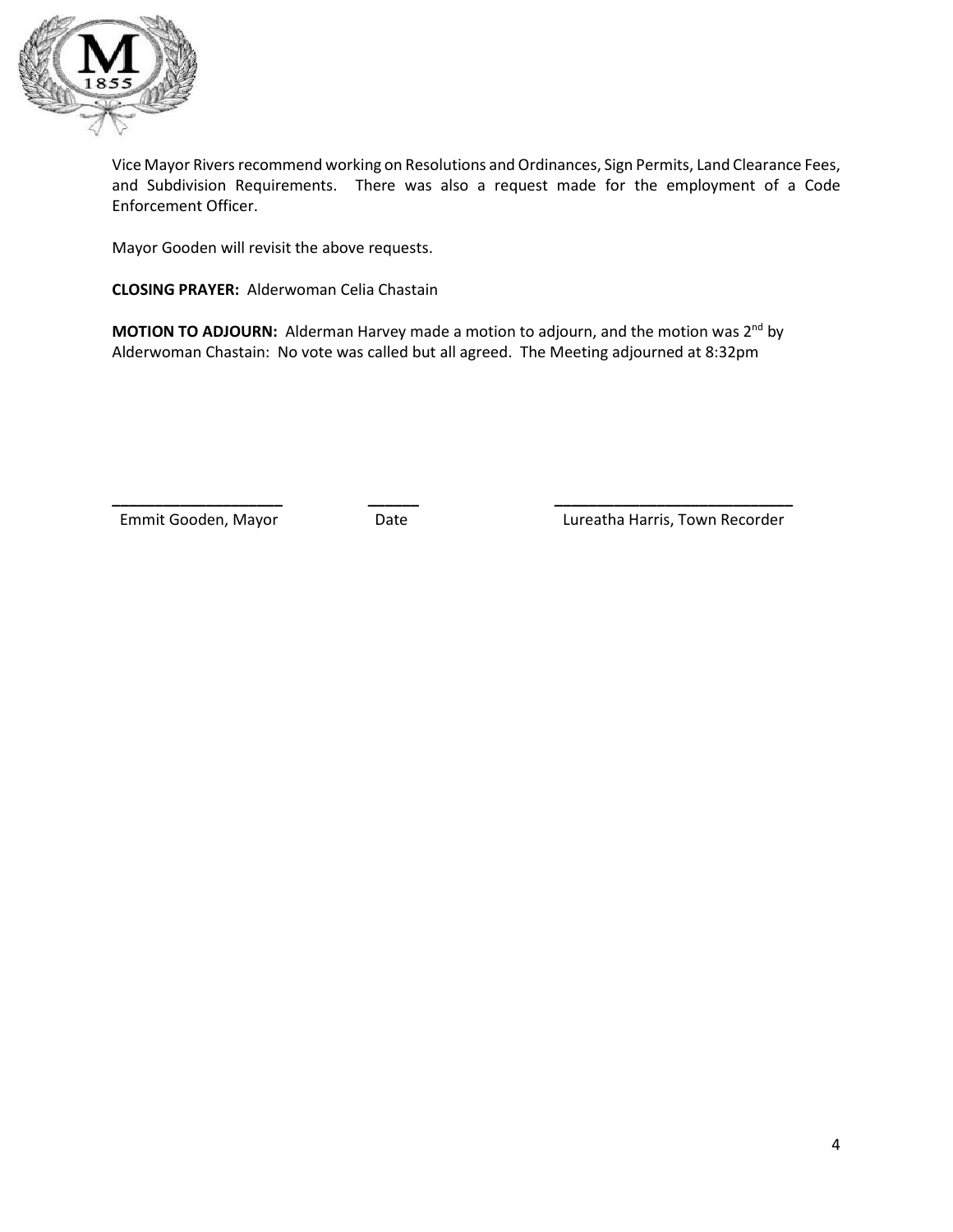Vice Mayor Rivers recommend working on Resolutions and Ordinances, Sign Permits, Land Clearance Fees, and Subdivision Requirements. There was also a request made for the employment of a Code Enforcement Officer.

Mayor Gooden will revisit the above requests.

**CLOSING PRAYER:** Alderwoman Celia Chastain

**MOTION TO ADJOURN:** Alderman Harvey made a motion to adjourn, and the motion was 2nd by Alderwoman Chastain: No vote was called but all agreed. The Meeting adjourned at 8:32pm

| | | |
|---|---|---|
| ____________________ | ______ | ____________________________ |
| Emmit Gooden, Mayor | Date | Lureatha Harris, Town Recorder |